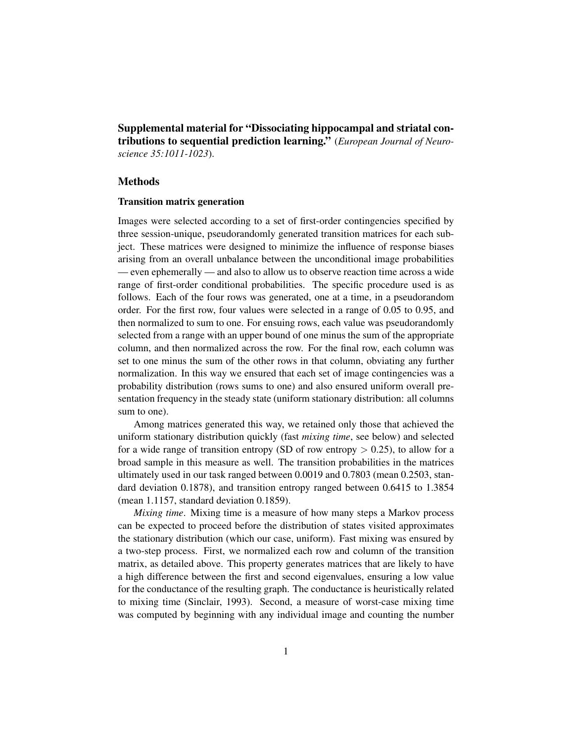**Supplemental material for "Dissociating hippocampal and striatal contributions to sequential prediction learning."** (*European Journal of Neuroscience 35:1011-1023*).

## Methods

### Transition matrix generation

Images were selected according to a set of first-order contingencies specified by three session-unique, pseudorandomly generated transition matrices for each subject. These matrices were designed to minimize the influence of response biases arising from an overall unbalance between the unconditional image probabilities — even ephemerally — and also to allow us to observe reaction time across a wide range of first-order conditional probabilities. The specific procedure used is as follows. Each of the four rows was generated, one at a time, in a pseudorandom order. For the first row, four values were selected in a range of 0.05 to 0.95, and then normalized to sum to one. For ensuing rows, each value was pseudorandomly selected from a range with an upper bound of one minus the sum of the appropriate column, and then normalized across the row. For the final row, each column was set to one minus the sum of the other rows in that column, obviating any further normalization. In this way we ensured that each set of image contingencies was a probability distribution (rows sums to one) and also ensured uniform overall presentation frequency in the steady state (uniform stationary distribution: all columns sum to one).

Among matrices generated this way, we retained only those that achieved the uniform stationary distribution quickly (fast *mixing time*, see below) and selected for a wide range of transition entropy (SD of row entropy $> 0.25$), to allow for a broad sample in this measure as well. The transition probabilities in the matrices ultimately used in our task ranged between 0.0019 and 0.7803 (mean 0.2503, standard deviation 0.1878), and transition entropy ranged between 0.6415 to 1.3854 (mean 1.1157, standard deviation 0.1859).

*Mixing time*. Mixing time is a measure of how many steps a Markov process can be expected to proceed before the distribution of states visited approximates the stationary distribution (which our case, uniform). Fast mixing was ensured by a two-step process. First, we normalized each row and column of the transition matrix, as detailed above. This property generates matrices that are likely to have a high difference between the first and second eigenvalues, ensuring a low value for the conductance of the resulting graph. The conductance is heuristically related to mixing time (Sinclair, 1993). Second, a measure of worst-case mixing time was computed by beginning with any individual image and counting the number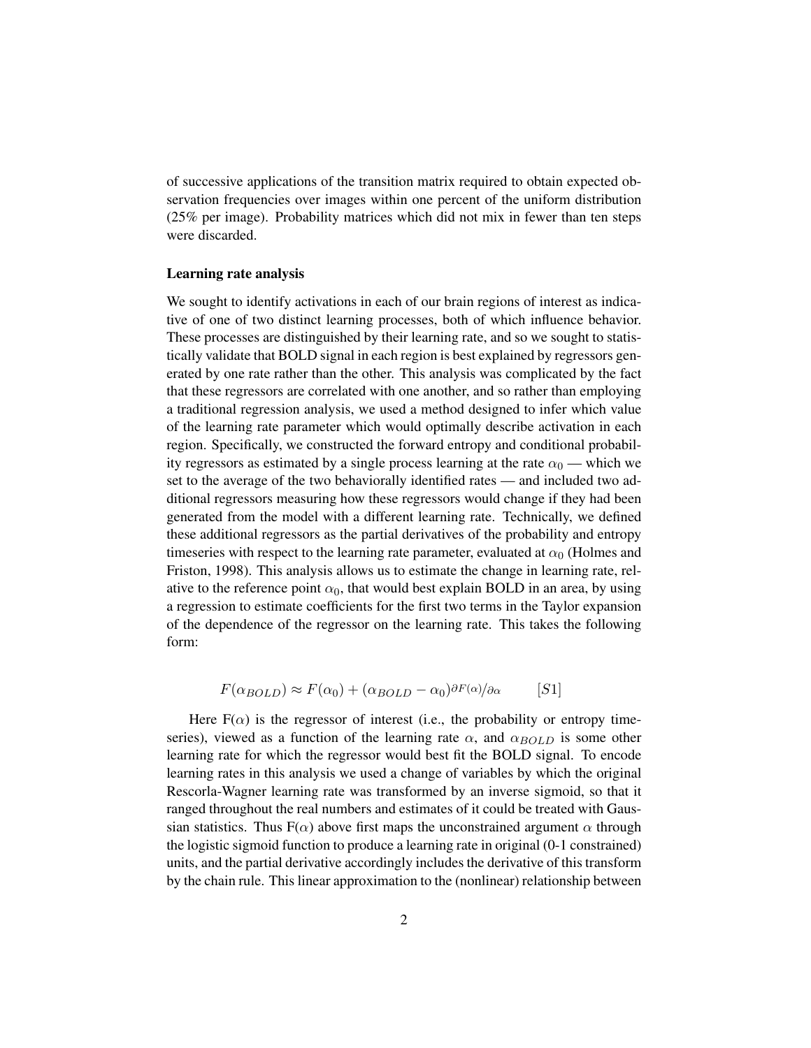of successive applications of the transition matrix required to obtain expected observation frequencies over images within one percent of the uniform distribution (25% per image). Probability matrices which did not mix in fewer than ten steps were discarded.

### Learning rate analysis

We sought to identify activations in each of our brain regions of interest as indicative of one of two distinct learning processes, both of which influence behavior. These processes are distinguished by their learning rate, and so we sought to statistically validate that BOLD signal in each region is best explained by regressors generated by one rate rather than the other. This analysis was complicated by the fact that these regressors are correlated with one another, and so rather than employing a traditional regression analysis, we used a method designed to infer which value of the learning rate parameter which would optimally describe activation in each region. Specifically, we constructed the forward entropy and conditional probability regressors as estimated by a single process learning at the rate $\alpha_0$ — which we set to the average of the two behaviorally identified rates — and included two additional regressors measuring how these regressors would change if they had been generated from the model with a different learning rate. Technically, we defined these additional regressors as the partial derivatives of the probability and entropy timeseries with respect to the learning rate parameter, evaluated at $\alpha_0$ (Holmes and Friston, 1998). This analysis allows us to estimate the change in learning rate, relative to the reference point $\alpha_0$, that would best explain BOLD in an area, by using a regression to estimate coefficients for the first two terms in the Taylor expansion of the dependence of the regressor on the learning rate. This takes the following form:

$$F(\alpha_{BOLD}) \approx F(\alpha_0) + (\alpha_{BOLD} - \alpha_0)^{\partial F(\alpha)/\partial \alpha} \qquad [S1]$$

Here F($\alpha$) is the regressor of interest (i.e., the probability or entropy timeseries), viewed as a function of the learning rate $\alpha$, and $\alpha_{BOLD}$ is some other learning rate for which the regressor would best fit the BOLD signal. To encode learning rates in this analysis we used a change of variables by which the original Rescorla-Wagner learning rate was transformed by an inverse sigmoid, so that it ranged throughout the real numbers and estimates of it could be treated with Gaussian statistics. Thus F($\alpha$) above first maps the unconstrained argument $\alpha$ through the logistic sigmoid function to produce a learning rate in original (0-1 constrained) units, and the partial derivative accordingly includes the derivative of this transform by the chain rule. This linear approximation to the (nonlinear) relationship between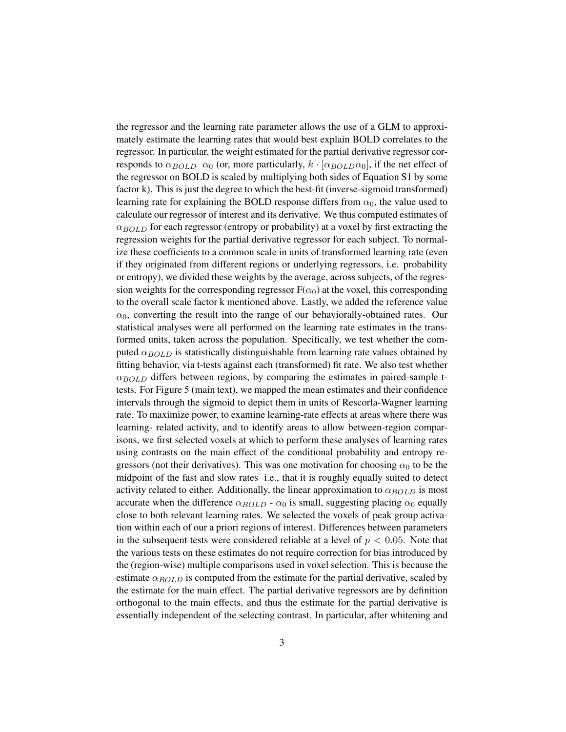the regressor and the learning rate parameter allows the use of a GLM to approximately estimate the learning rates that would best explain BOLD correlates to the regressor. In particular, the weight estimated for the partial derivative regressor corresponds to $\alpha_{BOLD}$  $\alpha_0$ (or, more particularly, $k \cdot [\alpha_{BOLD} \alpha_0]$, if the net effect of the regressor on BOLD is scaled by multiplying both sides of Equation S1 by some factor k). This is just the degree to which the best-fit (inverse-sigmoid transformed) learning rate for explaining the BOLD response differs from $\alpha_0$, the value used to calculate our regressor of interest and its derivative. We thus computed estimates of $\alpha_{BOLD}$ for each regressor (entropy or probability) at a voxel by first extracting the regression weights for the partial derivative regressor for each subject. To normalize these coefficients to a common scale in units of transformed learning rate (even if they originated from different regions or underlying regressors, i.e. probability or entropy), we divided these weights by the average, across subjects, of the regression weights for the corresponding regressor $F(\alpha_0)$ at the voxel, this corresponding to the overall scale factor k mentioned above. Lastly, we added the reference value $\alpha_0$, converting the result into the range of our behaviorally-obtained rates. Our statistical analyses were all performed on the learning rate estimates in the transformed units, taken across the population. Specifically, we test whether the computed $\alpha_{BOLD}$ is statistically distinguishable from learning rate values obtained by fitting behavior, via t-tests against each (transformed) fit rate. We also test whether $\alpha_{BOLD}$ differs between regions, by comparing the estimates in paired-sample t-tests. For Figure 5 (main text), we mapped the mean estimates and their confidence intervals through the sigmoid to depict them in units of Rescorla-Wagner learning rate. To maximize power, to examine learning-rate effects at areas where there was learning- related activity, and to identify areas to allow between-region comparisons, we first selected voxels at which to perform these analyses of learning rates using contrasts on the main effect of the conditional probability and entropy regressors (not their derivatives). This was one motivation for choosing $\alpha_0$ to be the midpoint of the fast and slow rates  i.e., that it is roughly equally suited to detect activity related to either. Additionally, the linear approximation to $\alpha_{BOLD}$ is most accurate when the difference $\alpha_{BOLD}$ - $\alpha_0$ is small, suggesting placing $\alpha_0$ equally close to both relevant learning rates. We selected the voxels of peak group activation within each of our a priori regions of interest. Differences between parameters in the subsequent tests were considered reliable at a level of $p < 0.05$. Note that the various tests on these estimates do not require correction for bias introduced by the (region-wise) multiple comparisons used in voxel selection. This is because the estimate $\alpha_{BOLD}$ is computed from the estimate for the partial derivative, scaled by the estimate for the main effect. The partial derivative regressors are by definition orthogonal to the main effects, and thus the estimate for the partial derivative is essentially independent of the selecting contrast. In particular, after whitening and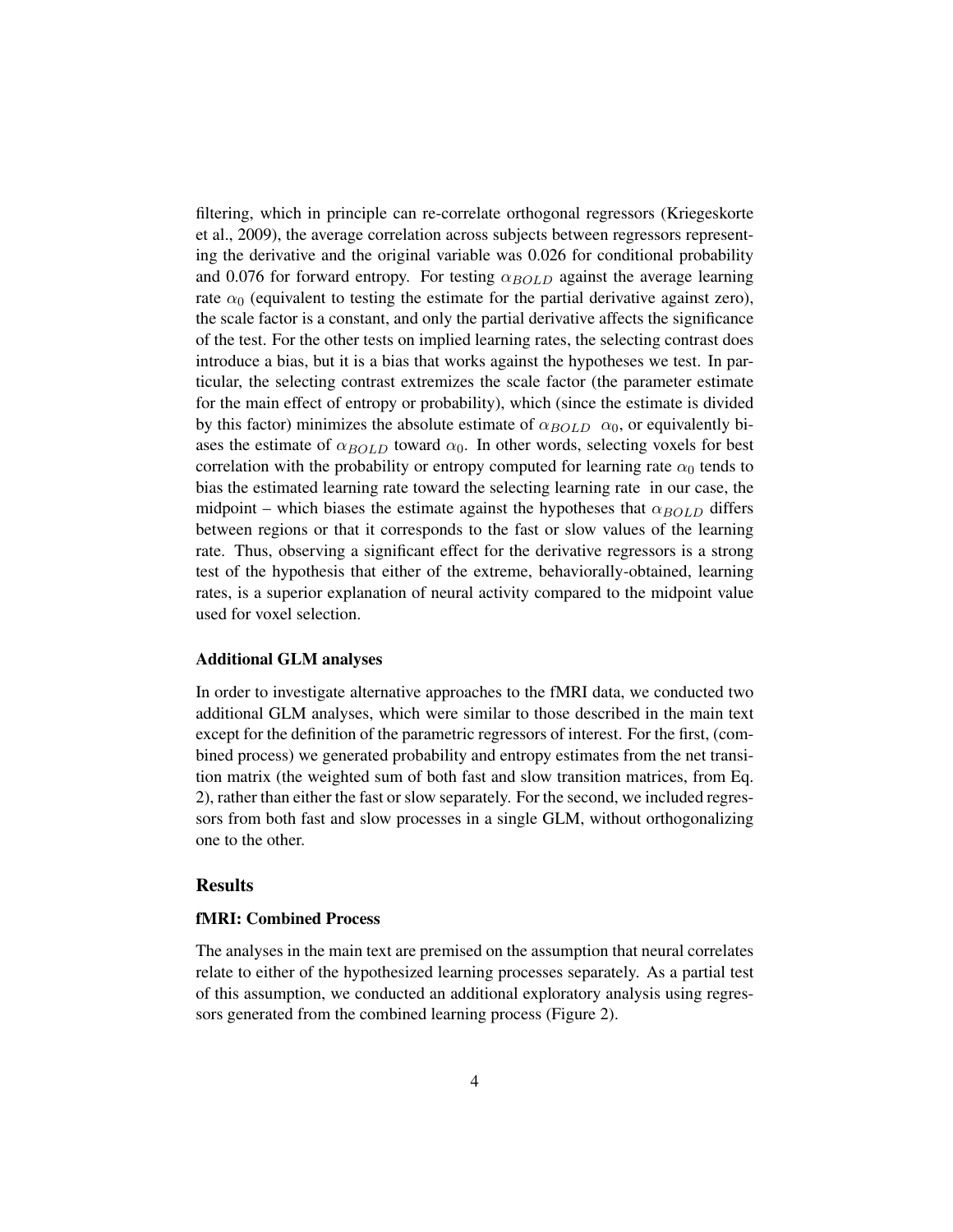filtering, which in principle can re-correlate orthogonal regressors (Kriegeskorte et al., 2009), the average correlation across subjects between regressors representing the derivative and the original variable was 0.026 for conditional probability and 0.076 for forward entropy. For testing $\alpha_{BOLD}$ against the average learning rate $\alpha_0$ (equivalent to testing the estimate for the partial derivative against zero), the scale factor is a constant, and only the partial derivative affects the significance of the test. For the other tests on implied learning rates, the selecting contrast does introduce a bias, but it is a bias that works against the hypotheses we test. In particular, the selecting contrast extremizes the scale factor (the parameter estimate for the main effect of entropy or probability), which (since the estimate is divided by this factor) minimizes the absolute estimate of $\alpha_{BOLD}$ $\alpha_0$, or equivalently biases the estimate of $\alpha_{BOLD}$ toward $\alpha_0$. In other words, selecting voxels for best correlation with the probability or entropy computed for learning rate $\alpha_0$ tends to bias the estimated learning rate toward the selecting learning rate in our case, the midpoint – which biases the estimate against the hypotheses that $\alpha_{BOLD}$ differs between regions or that it corresponds to the fast or slow values of the learning rate. Thus, observing a significant effect for the derivative regressors is a strong test of the hypothesis that either of the extreme, behaviorally-obtained, learning rates, is a superior explanation of neural activity compared to the midpoint value used for voxel selection.

### Additional GLM analyses

In order to investigate alternative approaches to the fMRI data, we conducted two additional GLM analyses, which were similar to those described in the main text except for the definition of the parametric regressors of interest. For the first, (combined process) we generated probability and entropy estimates from the net transition matrix (the weighted sum of both fast and slow transition matrices, from Eq. 2), rather than either the fast or slow separately. For the second, we included regressors from both fast and slow processes in a single GLM, without orthogonalizing one to the other.

## Results

### fMRI: Combined Process

The analyses in the main text are premised on the assumption that neural correlates relate to either of the hypothesized learning processes separately. As a partial test of this assumption, we conducted an additional exploratory analysis using regressors generated from the combined learning process (Figure 2).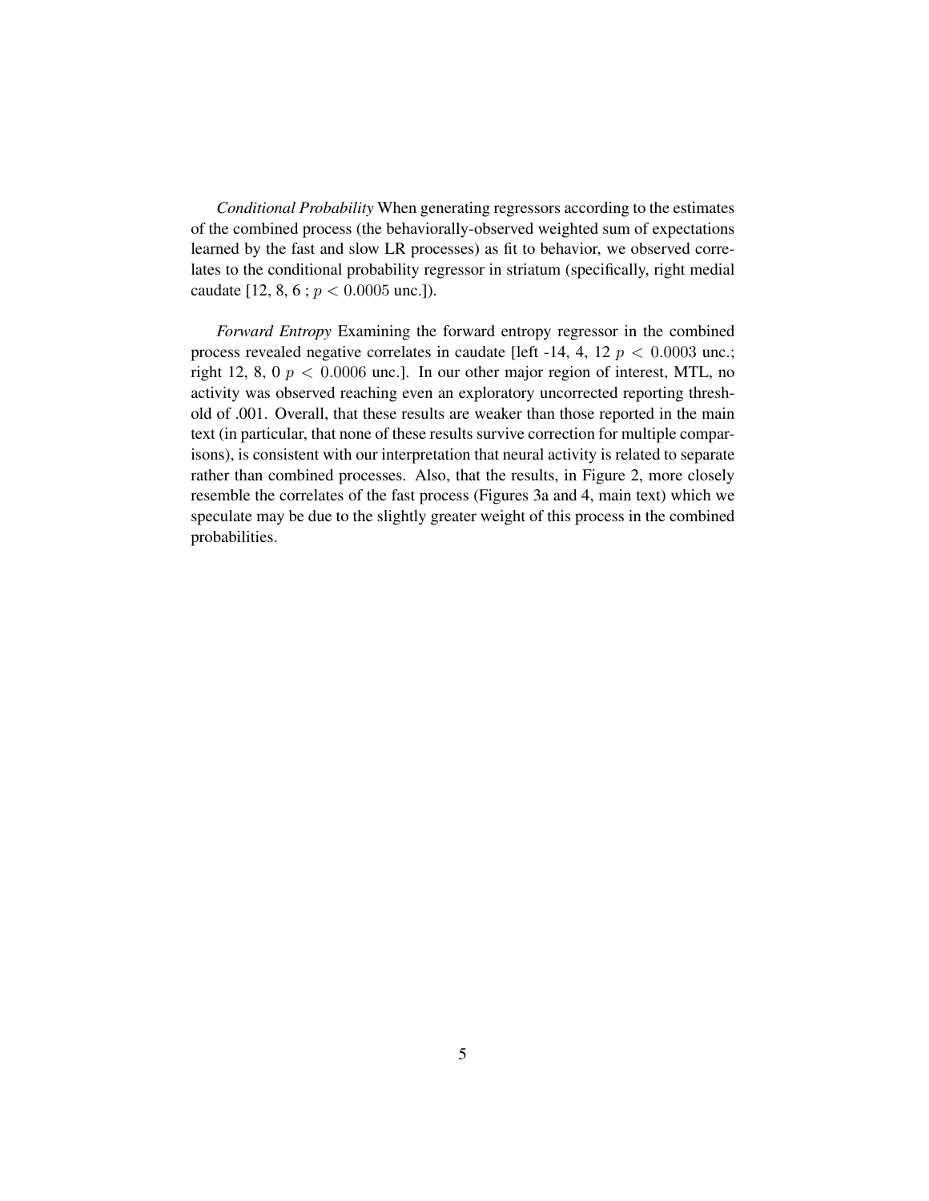*Conditional Probability* When generating regressors according to the estimates of the combined process (the behaviorally-observed weighted sum of expectations learned by the fast and slow LR processes) as fit to behavior, we observed correlates to the conditional probability regressor in striatum (specifically, right medial caudate [12, 8, 6 ; $p < 0.0005$ unc.]).

*Forward Entropy* Examining the forward entropy regressor in the combined process revealed negative correlates in caudate [left -14, 4, 12 $p < 0.0003$ unc.; right 12, 8, 0 $p < 0.0006$ unc.]. In our other major region of interest, MTL, no activity was observed reaching even an exploratory uncorrected reporting threshold of .001. Overall, that these results are weaker than those reported in the main text (in particular, that none of these results survive correction for multiple comparisons), is consistent with our interpretation that neural activity is related to separate rather than combined processes. Also, that the results, in Figure 2, more closely resemble the correlates of the fast process (Figures 3a and 4, main text) which we speculate may be due to the slightly greater weight of this process in the combined probabilities.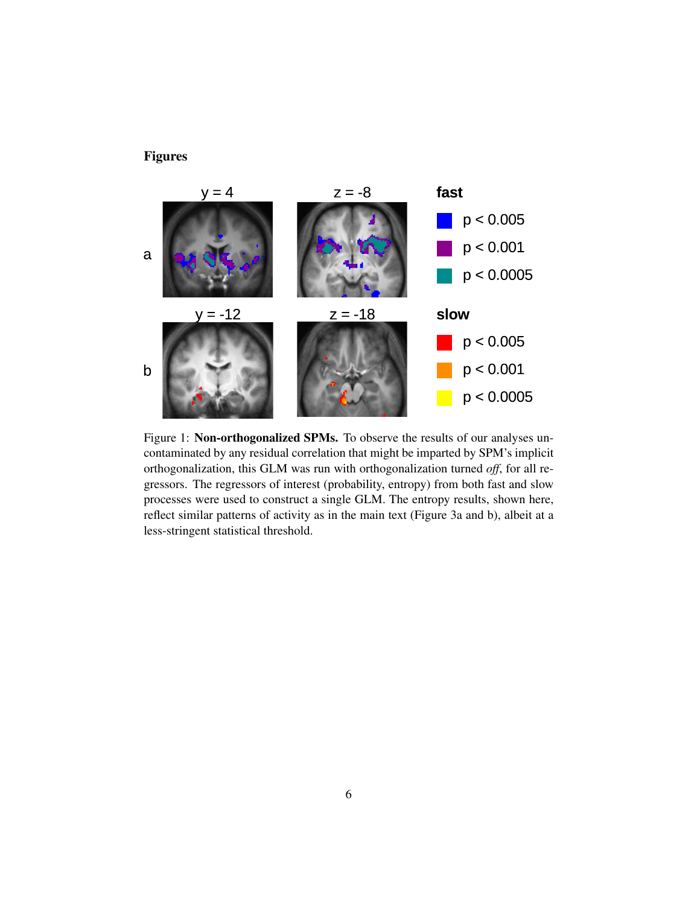## Figures

Figure 1: **Non-orthogonalized SPMs.** To observe the results of our analyses uncontaminated by any residual correlation that might be imparted by SPM's implicit orthogonalization, this GLM was run with orthogonalization turned *off*, for all regressors. The regressors of interest (probability, entropy) from both fast and slow processes were used to construct a single GLM. The entropy results, shown here, reflect similar patterns of activity as in the main text (Figure 3a and b), albeit at a less-stringent statistical threshold.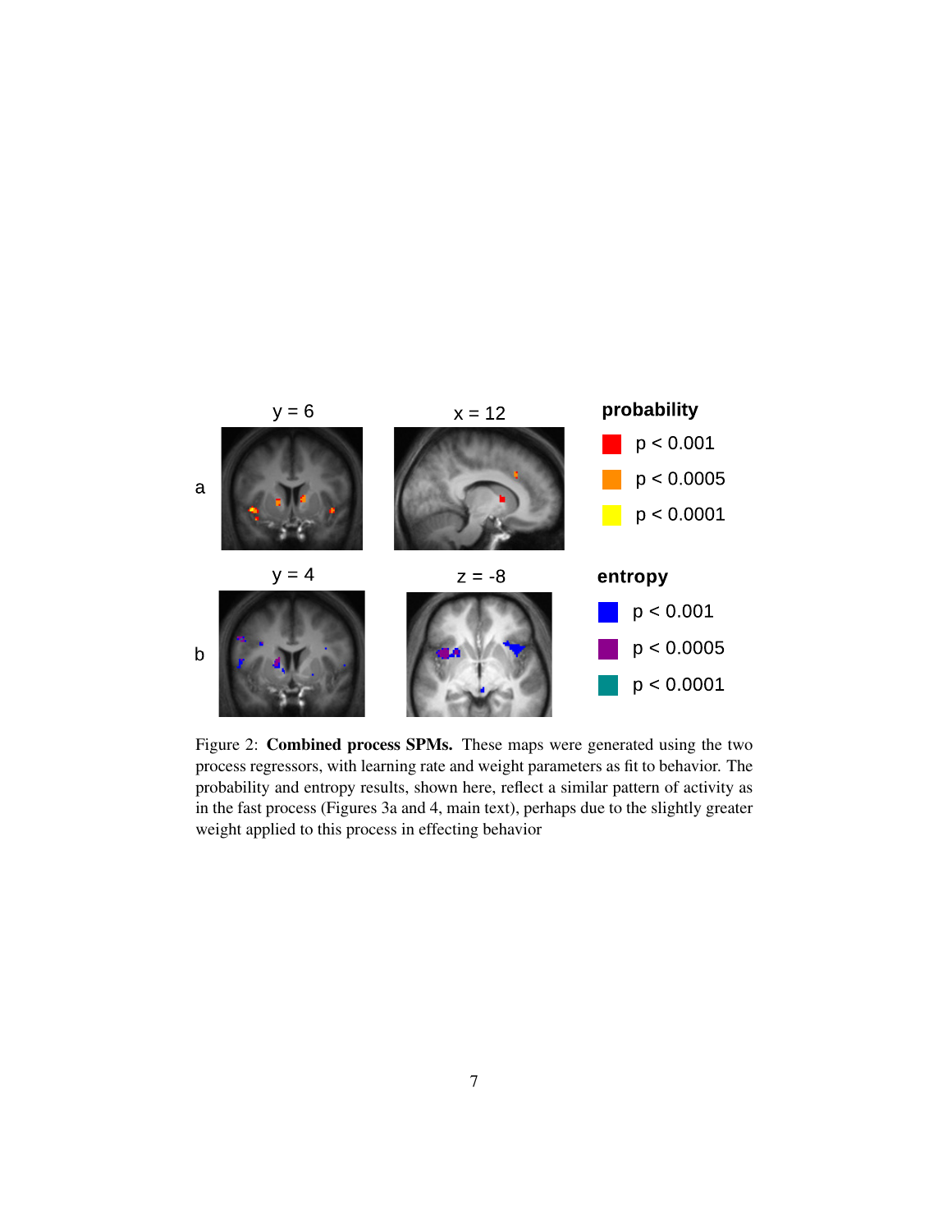Figure 2: **Combined process SPMs.** These maps were generated using the two process regressors, with learning rate and weight parameters as fit to behavior. The probability and entropy results, shown here, reflect a similar pattern of activity as in the fast process (Figures 3a and 4, main text), perhaps due to the slightly greater weight applied to this process in effecting behavior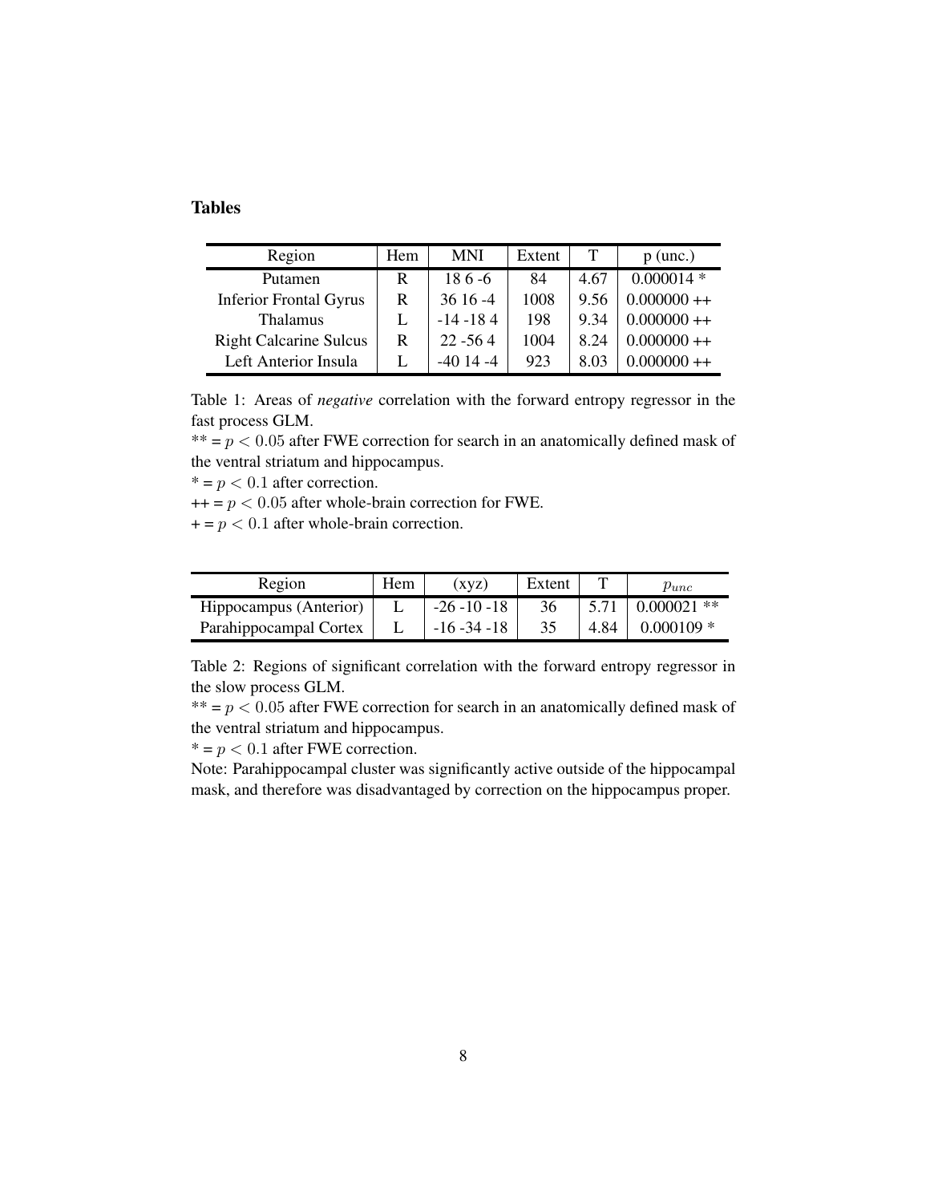## Tables

| Region | Hem | MNI | Extent | T | p (unc.) |
|---|---|---|---|---|---|
| Putamen | R | 18 6 -6 | 84 | 4.67 | 0.000014 * |
| Inferior Frontal Gyrus | R | 36 16 -4 | 1008 | 9.56 | 0.000000 ++ |
| Thalamus | L | -14 -18 4 | 198 | 9.34 | 0.000000 ++ |
| Right Calcarine Sulcus | R | 22 -56 4 | 1004 | 8.24 | 0.000000 ++ |
| Left Anterior Insula | L | -40 14 -4 | 923 | 8.03 | 0.000000 ++ |

Table 1: Areas of *negative* correlation with the forward entropy regressor in the fast process GLM.
** = $p < 0.05$ after FWE correction for search in an anatomically defined mask of the ventral striatum and hippocampus.
* = $p < 0.1$ after correction.
++ = $p < 0.05$ after whole-brain correction for FWE.
+ = $p < 0.1$ after whole-brain correction.

| Region | Hem | (xyz) | Extent | T | $p_{unc}$ |
|---|---|---|---|---|---|
| Hippocampus (Anterior) | L | -26 -10 -18 | 36 | 5.71 | 0.000021 ** |
| Parahippocampal Cortex | L | -16 -34 -18 | 35 | 4.84 | 0.000109 * |

Table 2: Regions of significant correlation with the forward entropy regressor in the slow process GLM.
** = $p < 0.05$ after FWE correction for search in an anatomically defined mask of the ventral striatum and hippocampus.
* = $p < 0.1$ after FWE correction.
Note: Parahippocampal cluster was significantly active outside of the hippocampal mask, and therefore was disadvantaged by correction on the hippocampus proper.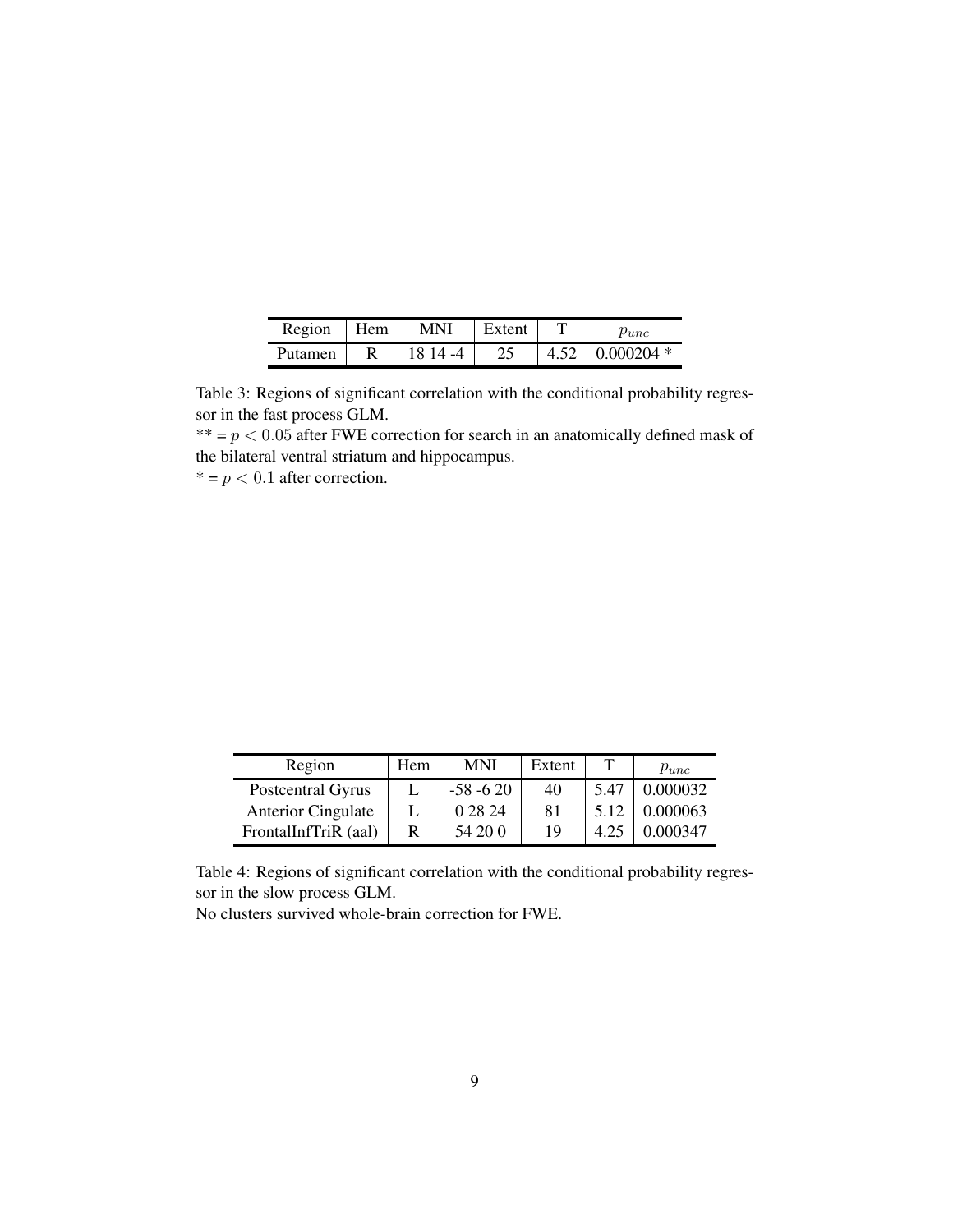| Region | Hem | MNI | Extent | T | $p_{unc}$ |
| --- | --- | --- | --- | --- | --- |
| Putamen | R | 18 14 -4 | 25 | 4.52 | 0.000204 * |

Table 3: Regions of significant correlation with the conditional probability regressor in the fast process GLM.
** = $p < 0.05$ after FWE correction for search in an anatomically defined mask of the bilateral ventral striatum and hippocampus.
* = $p < 0.1$ after correction.

| Region | Hem | MNI | Extent | T | $p_{unc}$ |
| --- | --- | --- | --- | --- | --- |
| Postcentral Gyrus | L | -58 -6 20 | 40 | 5.47 | 0.000032 |
| Anterior Cingulate | L | 0 28 24 | 81 | 5.12 | 0.000063 |
| FrontalInfTriR (aal) | R | 54 20 0 | 19 | 4.25 | 0.000347 |

Table 4: Regions of significant correlation with the conditional probability regressor in the slow process GLM.
No clusters survived whole-brain correction for FWE.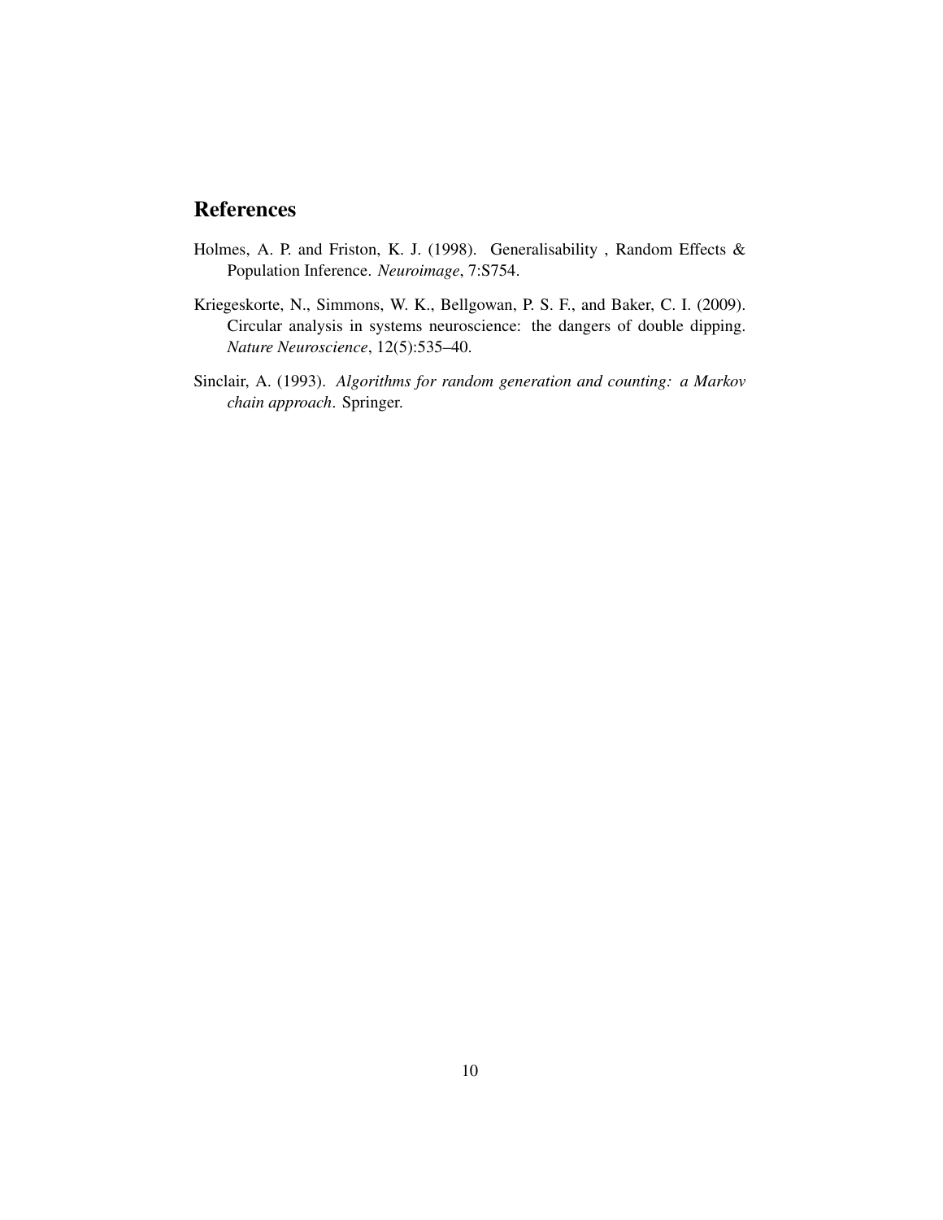## References

Holmes, A. P. and Friston, K. J. (1998). Generalisability , Random Effects & Population Inference. *Neuroimage*, 7:S754.

Kriegeskorte, N., Simmons, W. K., Bellgowan, P. S. F., and Baker, C. I. (2009). Circular analysis in systems neuroscience: the dangers of double dipping. *Nature Neuroscience*, 12(5):535–40.

Sinclair, A. (1993). *Algorithms for random generation and counting: a Markov chain approach*. Springer.